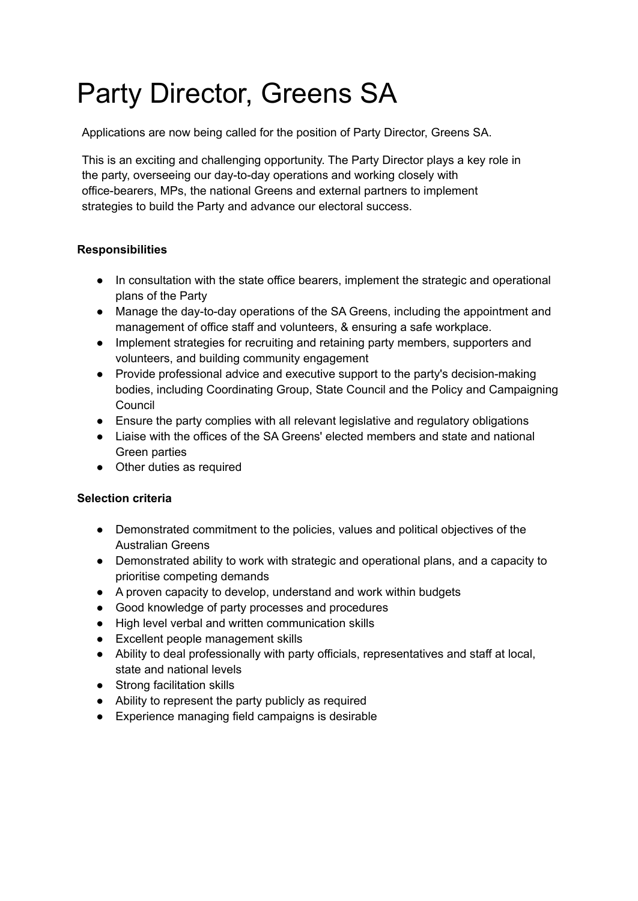# Party Director, Greens SA

Applications are now being called for the position of Party Director, Greens SA.

This is an exciting and challenging opportunity. The Party Director plays a key role in the party, overseeing our day-to-day operations and working closely with office-bearers, MPs, the national Greens and external partners to implement strategies to build the Party and advance our electoral success.

**Responsibilities**

- In consultation with the state office bearers, implement the strategic and operational plans of the Party
- Manage the day-to-day operations of the SA Greens, including the appointment and management of office staff and volunteers, & ensuring a safe workplace.
- Implement strategies for recruiting and retaining party members, supporters and volunteers, and building community engagement
- Provide professional advice and executive support to the party's decision-making bodies, including Coordinating Group, State Council and the Policy and Campaigning Council
- Ensure the party complies with all relevant legislative and regulatory obligations
- Liaise with the offices of the SA Greens' elected members and state and national Green parties
- Other duties as required

**Selection criteria**

- Demonstrated commitment to the policies, values and political objectives of the Australian Greens
- Demonstrated ability to work with strategic and operational plans, and a capacity to prioritise competing demands
- A proven capacity to develop, understand and work within budgets
- Good knowledge of party processes and procedures
- High level verbal and written communication skills
- Excellent people management skills
- Ability to deal professionally with party officials, representatives and staff at local, state and national levels
- Strong facilitation skills
- Ability to represent the party publicly as required
- Experience managing field campaigns is desirable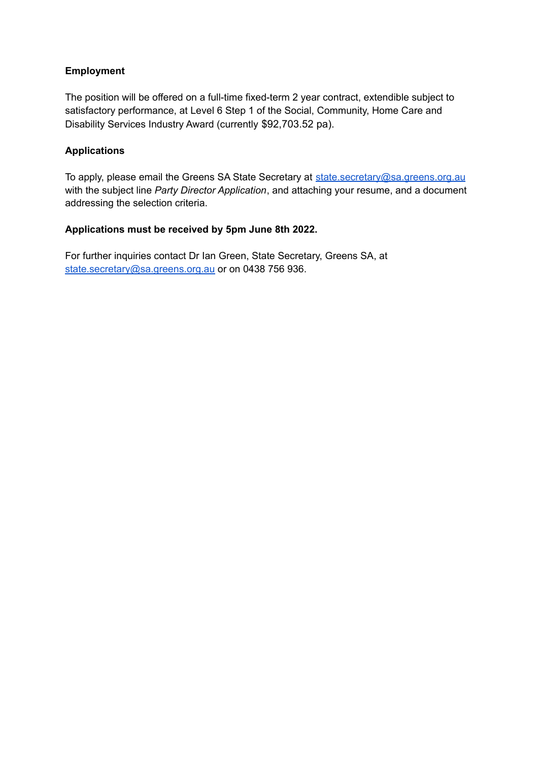**Employment**

The position will be offered on a full-time fixed-term 2 year contract, extendible subject to satisfactory performance, at Level 6 Step 1 of the Social, Community, Home Care and Disability Services Industry Award (currently $92,703.52 pa).

**Applications**

To apply, please email the Greens SA State Secretary at state.secretary@sa.greens.org.au with the subject line *Party Director Application*, and attaching your resume, and a document addressing the selection criteria.

**Applications must be received by 5pm June 8th 2022.**

For further inquiries contact Dr Ian Green, State Secretary, Greens SA, at state.secretary@sa.greens.org.au or on 0438 756 936.